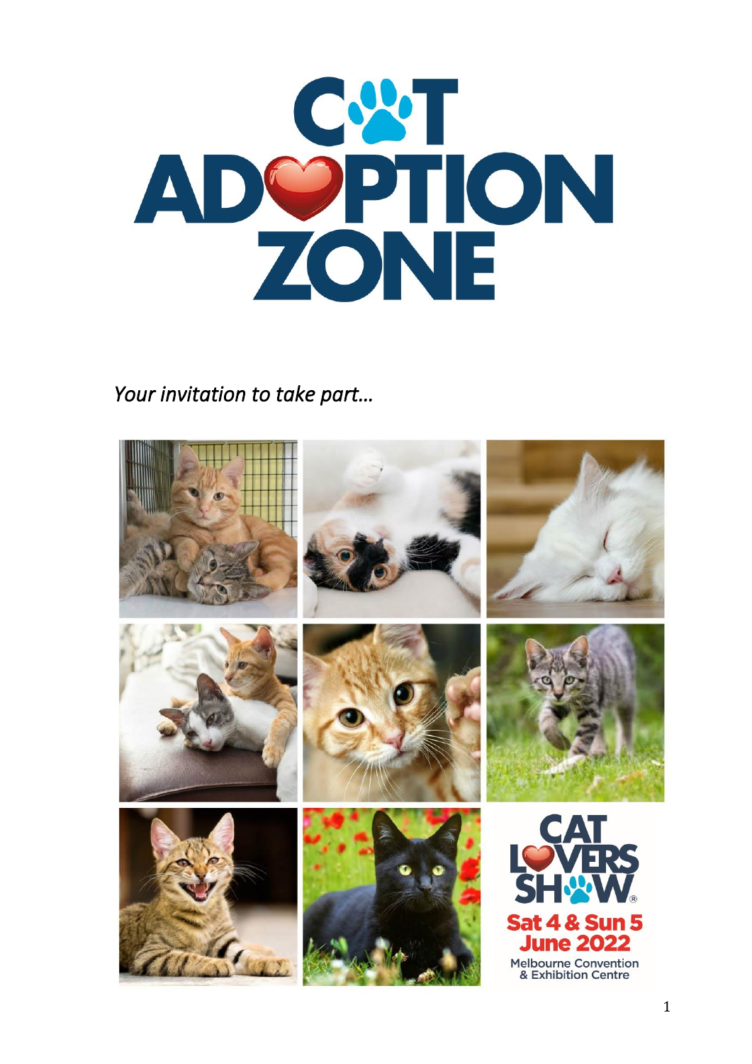# CAT ADOPTION ZONE

*Your invitation to take part…*

CAT LOVERS SHOW®

**Sat 4 & Sun 5 June 2022**

Melbourne Convention & Exhibition Centre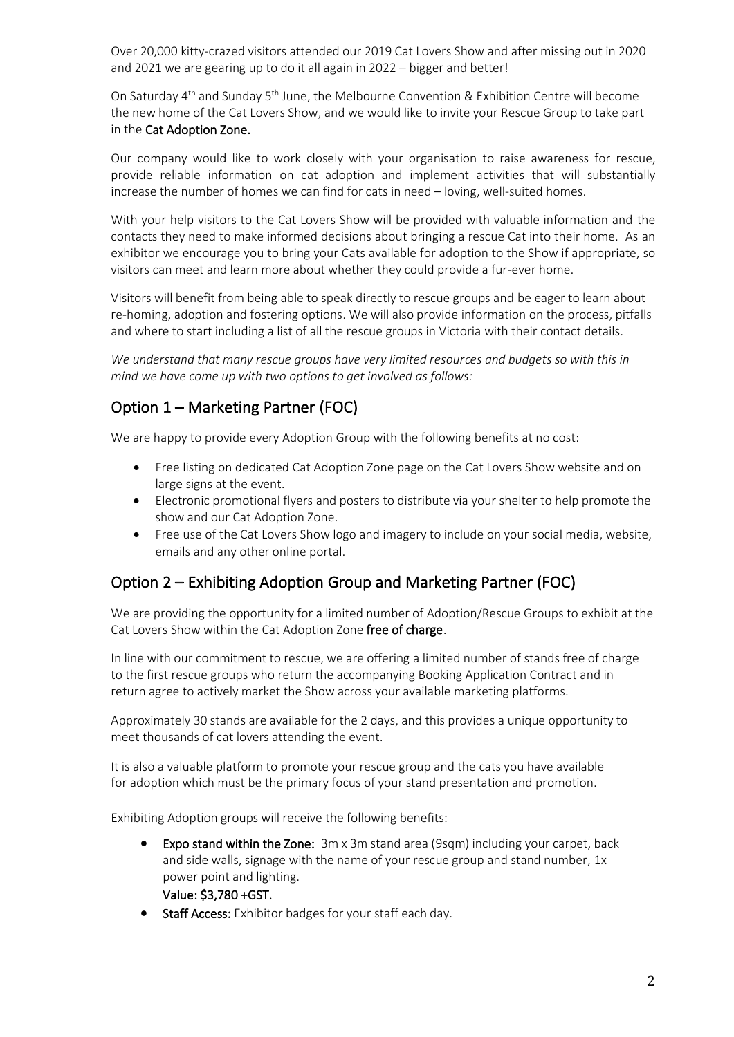Over 20,000 kitty-crazed visitors attended our 2019 Cat Lovers Show and after missing out in 2020 and 2021 we are gearing up to do it all again in 2022 – bigger and better!

On Saturday 4th and Sunday 5th June, the Melbourne Convention & Exhibition Centre will become the new home of the Cat Lovers Show, and we would like to invite your Rescue Group to take part in the **Cat Adoption Zone.**

Our company would like to work closely with your organisation to raise awareness for rescue, provide reliable information on cat adoption and implement activities that will substantially increase the number of homes we can find for cats in need – loving, well-suited homes.

With your help visitors to the Cat Lovers Show will be provided with valuable information and the contacts they need to make informed decisions about bringing a rescue Cat into their home. As an exhibitor we encourage you to bring your Cats available for adoption to the Show if appropriate, so visitors can meet and learn more about whether they could provide a fur-ever home.

Visitors will benefit from being able to speak directly to rescue groups and be eager to learn about re-homing, adoption and fostering options. We will also provide information on the process, pitfalls and where to start including a list of all the rescue groups in Victoria with their contact details.

*We understand that many rescue groups have very limited resources and budgets so with this in mind we have come up with two options to get involved as follows:*

## Option 1 – Marketing Partner (FOC)

We are happy to provide every Adoption Group with the following benefits at no cost:

- Free listing on dedicated Cat Adoption Zone page on the Cat Lovers Show website and on large signs at the event.
- Electronic promotional flyers and posters to distribute via your shelter to help promote the show and our Cat Adoption Zone.
- Free use of the Cat Lovers Show logo and imagery to include on your social media, website, emails and any other online portal.

## Option 2 – Exhibiting Adoption Group and Marketing Partner (FOC)

We are providing the opportunity for a limited number of Adoption/Rescue Groups to exhibit at the Cat Lovers Show within the Cat Adoption Zone **free of charge**.

In line with our commitment to rescue, we are offering a limited number of stands free of charge to the first rescue groups who return the accompanying Booking Application Contract and in return agree to actively market the Show across your available marketing platforms.

Approximately 30 stands are available for the 2 days, and this provides a unique opportunity to meet thousands of cat lovers attending the event.

It is also a valuable platform to promote your rescue group and the cats you have available for adoption which must be the primary focus of your stand presentation and promotion.

Exhibiting Adoption groups will receive the following benefits:

- **Expo stand within the Zone:** 3m x 3m stand area (9sqm) including your carpet, back and side walls, signage with the name of your rescue group and stand number, 1x power point and lighting.
  **Value: $3,780 +GST.**
- **Staff Access:** Exhibitor badges for your staff each day.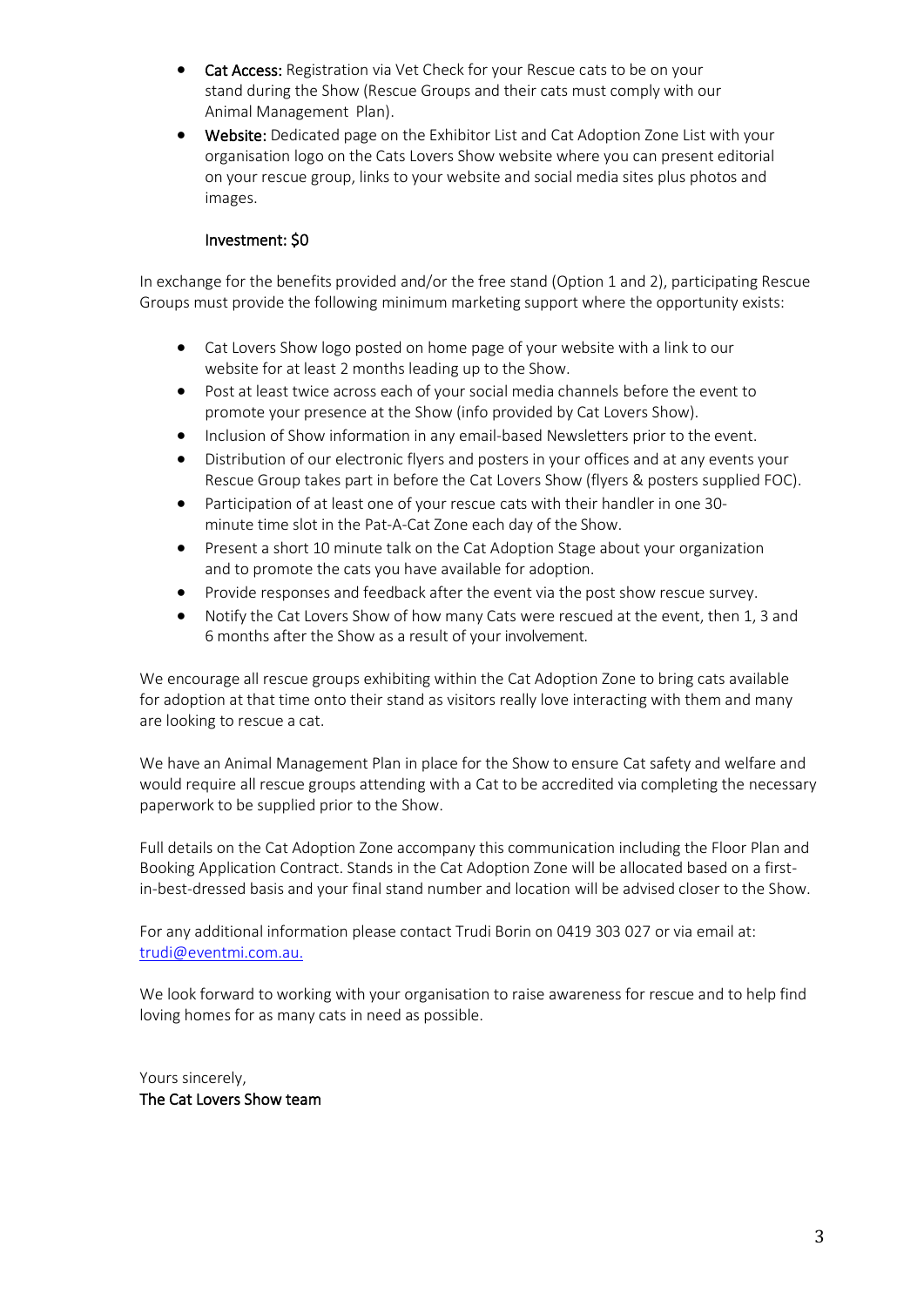- **Cat Access:** Registration via Vet Check for your Rescue cats to be on your stand during the Show (Rescue Groups and their cats must comply with our Animal Management Plan).
- **Website:** Dedicated page on the Exhibitor List and Cat Adoption Zone List with your organisation logo on the Cats Lovers Show website where you can present editorial on your rescue group, links to your website and social media sites plus photos and images.

  Investment: $0

In exchange for the benefits provided and/or the free stand (Option 1 and 2), participating Rescue Groups must provide the following minimum marketing support where the opportunity exists:

- Cat Lovers Show logo posted on home page of your website with a link to our website for at least 2 months leading up to the Show.
- Post at least twice across each of your social media channels before the event to promote your presence at the Show (info provided by Cat Lovers Show).
- Inclusion of Show information in any email-based Newsletters prior to the event.
- Distribution of our electronic flyers and posters in your offices and at any events your Rescue Group takes part in before the Cat Lovers Show (flyers & posters supplied FOC).
- Participation of at least one of your rescue cats with their handler in one 30-minute time slot in the Pat-A-Cat Zone each day of the Show.
- Present a short 10 minute talk on the Cat Adoption Stage about your organization and to promote the cats you have available for adoption.
- Provide responses and feedback after the event via the post show rescue survey.
- Notify the Cat Lovers Show of how many Cats were rescued at the event, then 1, 3 and 6 months after the Show as a result of your involvement.

We encourage all rescue groups exhibiting within the Cat Adoption Zone to bring cats available for adoption at that time onto their stand as visitors really love interacting with them and many are looking to rescue a cat.

We have an Animal Management Plan in place for the Show to ensure Cat safety and welfare and would require all rescue groups attending with a Cat to be accredited via completing the necessary paperwork to be supplied prior to the Show.

Full details on the Cat Adoption Zone accompany this communication including the Floor Plan and Booking Application Contract. Stands in the Cat Adoption Zone will be allocated based on a first-in-best-dressed basis and your final stand number and location will be advised closer to the Show.

For any additional information please contact Trudi Borin on 0419 303 027 or via email at: trudi@eventmi.com.au.

We look forward to working with your organisation to raise awareness for rescue and to help find loving homes for as many cats in need as possible.

Yours sincerely,
The Cat Lovers Show team